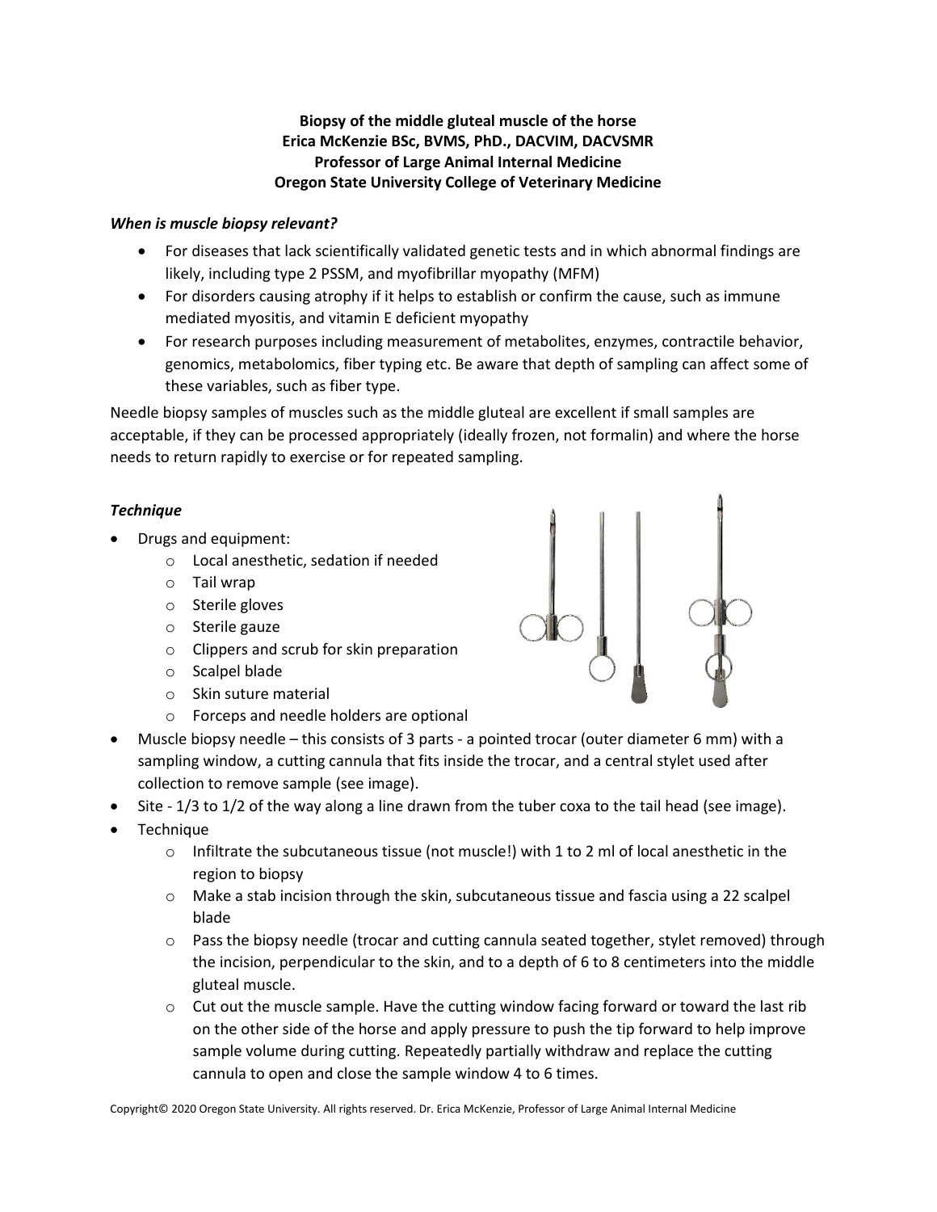**Biopsy of the middle gluteal muscle of the horse**
**Erica McKenzie BSc, BVMS, PhD., DACVIM, DACVSMR**
**Professor of Large Animal Internal Medicine**
**Oregon State University College of Veterinary Medicine**

***When is muscle biopsy relevant?***

- For diseases that lack scientifically validated genetic tests and in which abnormal findings are likely, including type 2 PSSM, and myofibrillar myopathy (MFM)
- For disorders causing atrophy if it helps to establish or confirm the cause, such as immune mediated myositis, and vitamin E deficient myopathy
- For research purposes including measurement of metabolites, enzymes, contractile behavior, genomics, metabolomics, fiber typing etc. Be aware that depth of sampling can affect some of these variables, such as fiber type.

Needle biopsy samples of muscles such as the middle gluteal are excellent if small samples are acceptable, if they can be processed appropriately (ideally frozen, not formalin) and where the horse needs to return rapidly to exercise or for repeated sampling.

***Technique***

- Drugs and equipment:
    - Local anesthetic, sedation if needed
    - Tail wrap
    - Sterile gloves
    - Sterile gauze
    - Clippers and scrub for skin preparation
    - Scalpel blade
    - Skin suture material
    - Forceps and needle holders are optional
- Muscle biopsy needle – this consists of 3 parts - a pointed trocar (outer diameter 6 mm) with a sampling window, a cutting cannula that fits inside the trocar, and a central stylet used after collection to remove sample (see image).
- Site - 1/3 to 1/2 of the way along a line drawn from the tuber coxa to the tail head (see image).
- Technique
    - Infiltrate the subcutaneous tissue (not muscle!) with 1 to 2 ml of local anesthetic in the region to biopsy
    - Make a stab incision through the skin, subcutaneous tissue and fascia using a 22 scalpel blade
    - Pass the biopsy needle (trocar and cutting cannula seated together, stylet removed) through the incision, perpendicular to the skin, and to a depth of 6 to 8 centimeters into the middle gluteal muscle.
    - Cut out the muscle sample. Have the cutting window facing forward or toward the last rib on the other side of the horse and apply pressure to push the tip forward to help improve sample volume during cutting. Repeatedly partially withdraw and replace the cutting cannula to open and close the sample window 4 to 6 times.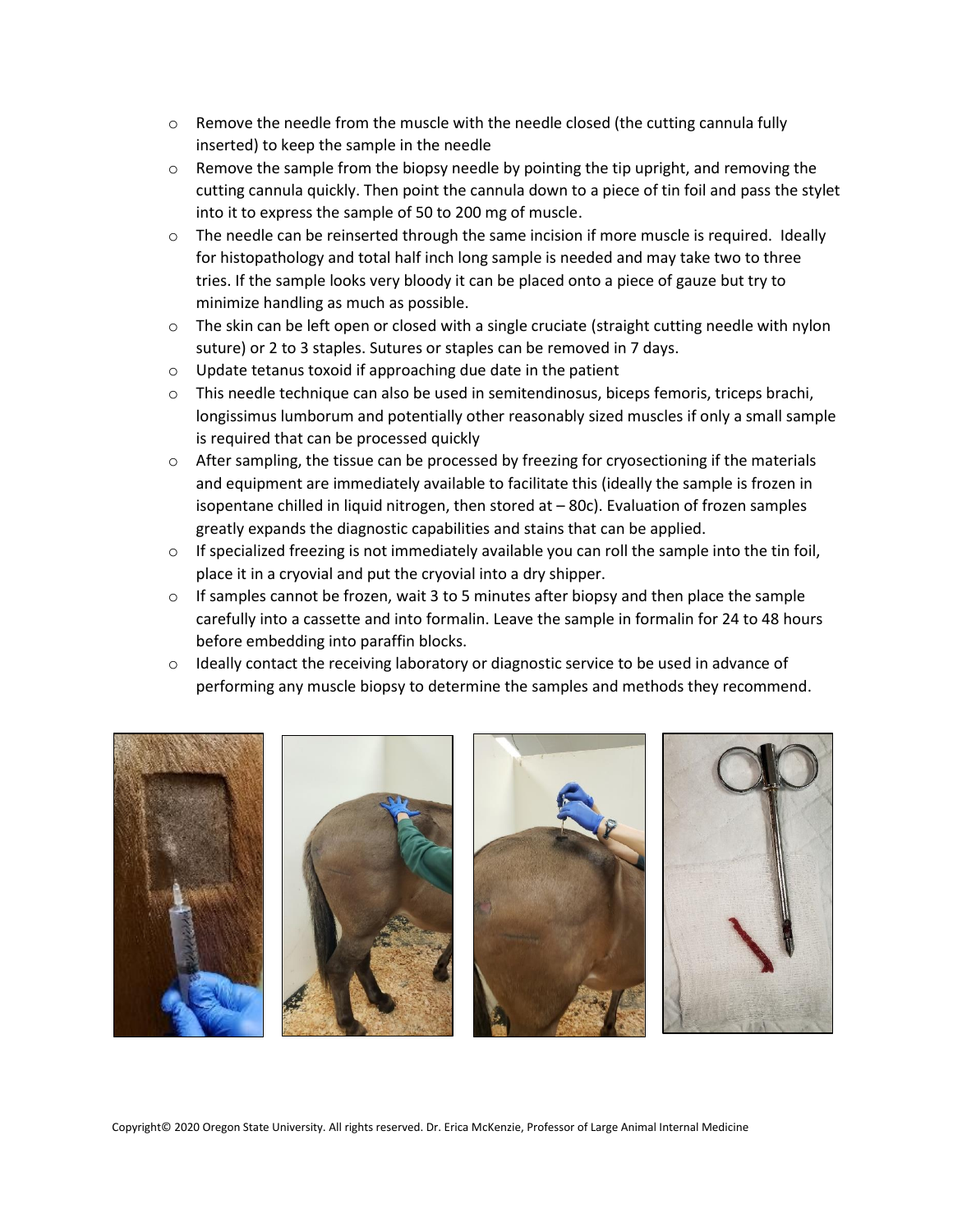- Remove the needle from the muscle with the needle closed (the cutting cannula fully inserted) to keep the sample in the needle
- Remove the sample from the biopsy needle by pointing the tip upright, and removing the cutting cannula quickly. Then point the cannula down to a piece of tin foil and pass the stylet into it to express the sample of 50 to 200 mg of muscle.
- The needle can be reinserted through the same incision if more muscle is required. Ideally for histopathology and total half inch long sample is needed and may take two to three tries. If the sample looks very bloody it can be placed onto a piece of gauze but try to minimize handling as much as possible.
- The skin can be left open or closed with a single cruciate (straight cutting needle with nylon suture) or 2 to 3 staples. Sutures or staples can be removed in 7 days.
- Update tetanus toxoid if approaching due date in the patient
- This needle technique can also be used in semitendinosus, biceps femoris, triceps brachi, longissimus lumborum and potentially other reasonably sized muscles if only a small sample is required that can be processed quickly
- After sampling, the tissue can be processed by freezing for cryosectioning if the materials and equipment are immediately available to facilitate this (ideally the sample is frozen in isopentane chilled in liquid nitrogen, then stored at – 80c). Evaluation of frozen samples greatly expands the diagnostic capabilities and stains that can be applied.
- If specialized freezing is not immediately available you can roll the sample into the tin foil, place it in a cryovial and put the cryovial into a dry shipper.
- If samples cannot be frozen, wait 3 to 5 minutes after biopsy and then place the sample carefully into a cassette and into formalin. Leave the sample in formalin for 24 to 48 hours before embedding into paraffin blocks.
- Ideally contact the receiving laboratory or diagnostic service to be used in advance of performing any muscle biopsy to determine the samples and methods they recommend.

Copyright© 2020 Oregon State University. All rights reserved. Dr. Erica McKenzie, Professor of Large Animal Internal Medicine